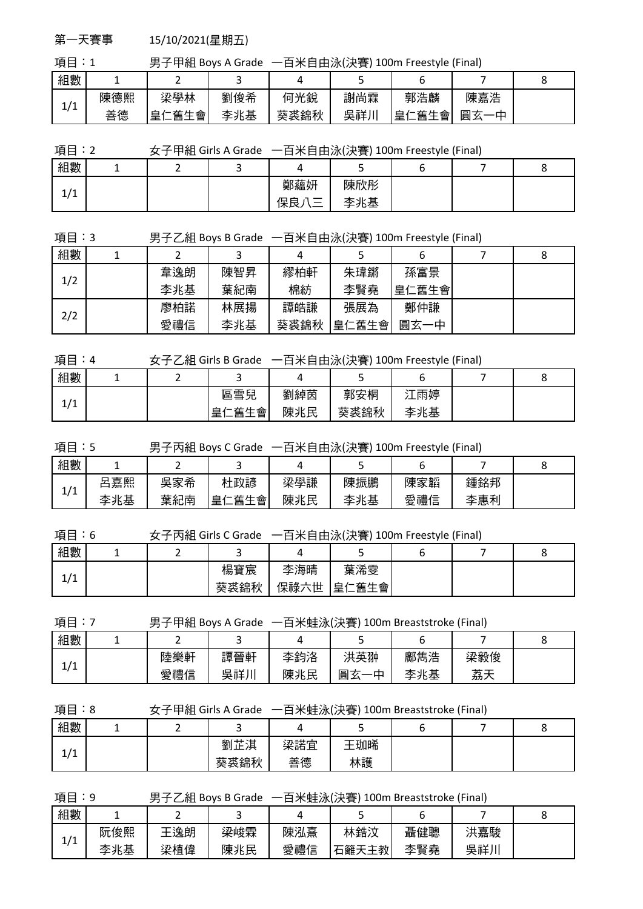第一天賽事　　15/10/2021(星期五)

項目：1　　男子甲組 Boys A Grade　一百米自由泳(決賽) 100m Freestyle (Final)

| 組數 | 1 | 2 | 3 | 4 | 5 | 6 | 7 | 8 |
|---|---|---|---|---|---|---|---|---|
| 1/1 | 陳德熙<br>善德 | 梁學林<br>皇仁舊生會 | 劉俊希<br>李兆基 | 何光銳<br>葵袞錦秋 | 謝尚霖<br>吳祥川 | 郭浩麟<br>皇仁舊生會 | 陳嘉浩<br>圓玄一中 | |

項目：2　　女子甲組 Girls A Grade　一百米自由泳(決賽) 100m Freestyle (Final)

| 組數 | 1 | 2 | 3 | 4 | 5 | 6 | 7 | 8 |
|---|---|---|---|---|---|---|---|---|
| 1/1 | | | | 鄭蘊妍<br>保良八三 | 陳欣彤<br>李兆基 | | | |

項目：3　　男子乙組 Boys B Grade　一百米自由泳(決賽) 100m Freestyle (Final)

| 組數 | 1 | 2 | 3 | 4 | 5 | 6 | 7 | 8 |
|---|---|---|---|---|---|---|---|---|
| 1/2 | | 韋逸朗<br>李兆基 | 陳智昇<br>葉紀南 | 繆柏軒<br>棉紡 | 朱瑋鏘<br>李賢堯 | 孫富景<br>皇仁舊生會 | | |
| 2/2 | | 廖柏諾<br>愛禮信 | 林展揚<br>李兆基 | 譚皓謙<br>葵袞錦秋 | 張展為<br>皇仁舊生會 | 鄭仲謙<br>圓玄一中 | | |

項目：4　　女子乙組 Girls B Grade　一百米自由泳(決賽) 100m Freestyle (Final)

| 組數 | 1 | 2 | 3 | 4 | 5 | 6 | 7 | 8 |
|---|---|---|---|---|---|---|---|---|
| 1/1 | | | 區雪兒<br>皇仁舊生會 | 劉綽茵<br>陳兆民 | 郭安桐<br>葵袞錦秋 | 江雨婷<br>李兆基 | | |

項目：5　　男子丙組 Boys C Grade　一百米自由泳(決賽) 100m Freestyle (Final)

| 組數 | 1 | 2 | 3 | 4 | 5 | 6 | 7 | 8 |
|---|---|---|---|---|---|---|---|---|
| 1/1 | 呂嘉熙<br>李兆基 | 吳家希<br>葉紀南 | 杜政諺<br>皇仁舊生會 | 梁學謙<br>陳兆民 | 陳振鵬<br>李兆基 | 陳家韜<br>愛禮信 | 鍾銘邦<br>李惠利 | |

項目：6　　女子丙組 Girls C Grade　一百米自由泳(決賽) 100m Freestyle (Final)

| 組數 | 1 | 2 | 3 | 4 | 5 | 6 | 7 | 8 |
|---|---|---|---|---|---|---|---|---|
| 1/1 | | | 楊寶宸<br>葵袞錦秋 | 李海晴<br>保祿六世 | 葉浠雯<br>皇仁舊生會 | | | |

項目：7　　男子甲組 Boys A Grade　一百米蛙泳(決賽) 100m Breaststroke (Final)

| 組數 | 1 | 2 | 3 | 4 | 5 | 6 | 7 | 8 |
|---|---|---|---|---|---|---|---|---|
| 1/1 | | 陸樂軒<br>愛禮信 | 譚晉軒<br>吳祥川 | 李鈞洛<br>陳兆民 | 洪英翀<br>圓玄一中 | 鄺雋浩<br>李兆基 | 梁毅俊<br>荔天 | |

項目：8　　女子甲組 Girls A Grade　一百米蛙泳(決賽) 100m Breaststroke (Final)

| 組數 | 1 | 2 | 3 | 4 | 5 | 6 | 7 | 8 |
|---|---|---|---|---|---|---|---|---|
| 1/1 | | | 劉芷淇<br>葵袞錦秋 | 梁諾宜<br>善德 | 王珈晞<br>林護 | | | |

項目：9　　男子乙組 Boys B Grade　一百米蛙泳(決賽) 100m Breaststroke (Final)

| 組數 | 1 | 2 | 3 | 4 | 5 | 6 | 7 | 8 |
|---|---|---|---|---|---|---|---|---|
| 1/1 | 阮俊熙<br>李兆基 | 王逸朗<br>梁植偉 | 梁峻霖<br>陳兆民 | 陳泓熹<br>愛禮信 | 林鍩汶<br>石籬天主教 | 聶健聰<br>李賢堯 | 洪嘉駿<br>吳祥川 | |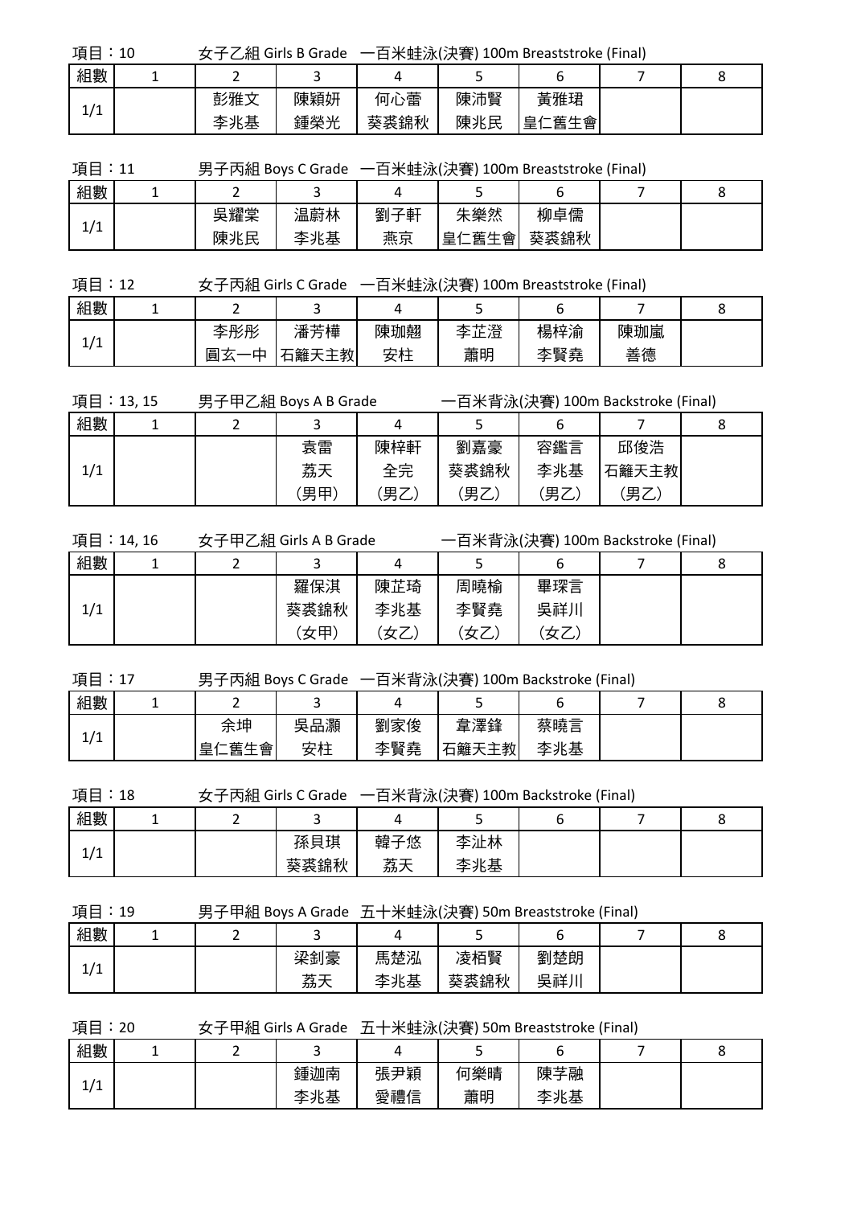項目：10　　女子乙組 Girls B Grade　一百米蛙泳(決賽) 100m Breaststroke (Final)

| 組數 | 1 | 2 | 3 | 4 | 5 | 6 | 7 | 8 |
|---|---|---|---|---|---|---|---|---|
| 1/1 | | 彭雅文<br>李兆基 | 陳穎妍<br>鍾榮光 | 何心蕾<br>葵裘錦秋 | 陳沛賢<br>陳兆民 | 黃雅珺<br>皇仁舊生會 | | |

項目：11　　男子丙組 Boys C Grade　一百米蛙泳(決賽) 100m Breaststroke (Final)

| 組數 | 1 | 2 | 3 | 4 | 5 | 6 | 7 | 8 |
|---|---|---|---|---|---|---|---|---|
| 1/1 | | 吳耀棠<br>陳兆民 | 温蔚林<br>李兆基 | 劉子軒<br>燕京 | 朱樂然<br>皇仁舊生會 | 柳卓儒<br>葵裘錦秋 | | |

項目：12　　女子丙組 Girls C Grade　一百米蛙泳(決賽) 100m Breaststroke (Final)

| 組數 | 1 | 2 | 3 | 4 | 5 | 6 | 7 | 8 |
|---|---|---|---|---|---|---|---|---|
| 1/1 | | 李彤彤<br>圓玄一中 | 潘芳樺<br>石籬天主教 | 陳珈翹<br>安柱 | 李芷澄<br>蕭明 | 楊梓渝<br>李賢堯 | 陳珈嵐<br>善德 | |

項目：13, 15　　男子甲乙組 Boys A B Grade　　一百米背泳(決賽) 100m Backstroke (Final)

| 組數 | 1 | 2 | 3 | 4 | 5 | 6 | 7 | 8 |
|---|---|---|---|---|---|---|---|---|
| 1/1 | | | 袁雷<br>荔天<br>(男甲) | 陳梓軒<br>全完<br>(男乙) | 劉嘉豪<br>葵裘錦秋<br>(男乙) | 容鑑言<br>李兆基<br>(男乙) | 邱俊浩<br>石籬天主教<br>(男乙) | |

項目：14, 16　　女子甲乙組 Girls A B Grade　　一百米背泳(決賽) 100m Backstroke (Final)

| 組數 | 1 | 2 | 3 | 4 | 5 | 6 | 7 | 8 |
|---|---|---|---|---|---|---|---|---|
| 1/1 | | | 羅保淇<br>葵裘錦秋<br>(女甲) | 陳芷琦<br>李兆基<br>(女乙) | 周曉榆<br>李賢堯<br>(女乙) | 畢琛言<br>吳祥川<br>(女乙) | | |

項目：17　　男子丙組 Boys C Grade　一百米背泳(決賽) 100m Backstroke (Final)

| 組數 | 1 | 2 | 3 | 4 | 5 | 6 | 7 | 8 |
|---|---|---|---|---|---|---|---|---|
| 1/1 | | 余坤<br>皇仁舊生會 | 吳品灝<br>安柱 | 劉家俊<br>李賢堯 | 韋澤鋒<br>石籬天主教 | 蔡曉言<br>李兆基 | | |

項目：18　　女子丙組 Girls C Grade　一百米背泳(決賽) 100m Backstroke (Final)

| 組數 | 1 | 2 | 3 | 4 | 5 | 6 | 7 | 8 |
|---|---|---|---|---|---|---|---|---|
| 1/1 | | | 孫貝琪<br>葵裘錦秋 | 韓子悠<br>荔天 | 李沚林<br>李兆基 | | | |

項目：19　　男子甲組 Boys A Grade　五十米蛙泳(決賽) 50m Breaststroke (Final)

| 組數 | 1 | 2 | 3 | 4 | 5 | 6 | 7 | 8 |
|---|---|---|---|---|---|---|---|---|
| 1/1 | | | 梁釗豪<br>荔天 | 馬楚泓<br>李兆基 | 凌栢賢<br>葵裘錦秋 | 劉楚朗<br>吳祥川 | | |

項目：20　　女子甲組 Girls A Grade　五十米蛙泳(決賽) 50m Breaststroke (Final)

| 組數 | 1 | 2 | 3 | 4 | 5 | 6 | 7 | 8 |
|---|---|---|---|---|---|---|---|---|
| 1/1 | | | 鍾迦南<br>李兆基 | 張尹穎<br>愛禮信 | 何樂晴<br>蕭明 | 陳芓融<br>李兆基 | | |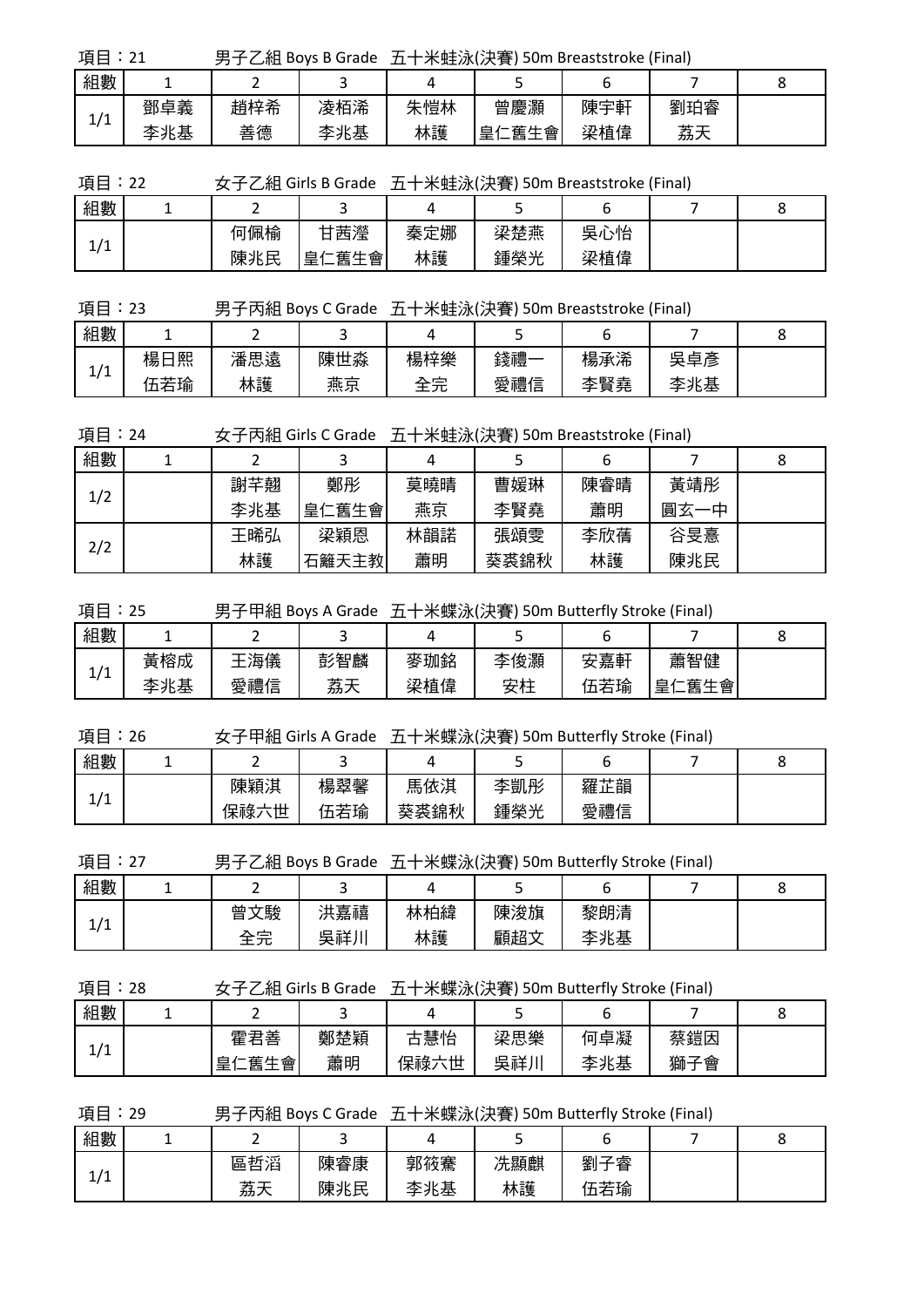項目：21　　男子乙組 Boys B Grade　五十米蛙泳(決賽) 50m Breaststroke (Final)

| 組數 | 1 | 2 | 3 | 4 | 5 | 6 | 7 | 8 |
|---|---|---|---|---|---|---|---|---|
| 1/1 | 鄧卓義<br>李兆基 | 趙梓希<br>善德 | 凌栢浠<br>李兆基 | 朱愷林<br>林護 | 曾慶灝<br>皇仁舊生會 | 陳宇軒<br>梁植偉 | 劉珀睿<br>荔天 | |

項目：22　　女子乙組 Girls B Grade　五十米蛙泳(決賽) 50m Breaststroke (Final)

| 組數 | 1 | 2 | 3 | 4 | 5 | 6 | 7 | 8 |
|---|---|---|---|---|---|---|---|---|
| 1/1 | | 何佩榆<br>陳兆民 | 甘茜瀅<br>皇仁舊生會 | 秦定娜<br>林護 | 梁楚燕<br>鍾榮光 | 吳心怡<br>梁植偉 | | |

項目：23　　男子丙組 Boys C Grade　五十米蛙泳(決賽) 50m Breaststroke (Final)

| 組數 | 1 | 2 | 3 | 4 | 5 | 6 | 7 | 8 |
|---|---|---|---|---|---|---|---|---|
| 1/1 | 楊日熙<br>伍若瑜 | 潘思遠<br>林護 | 陳世淼<br>燕京 | 楊梓樂<br>全完 | 錢禮一<br>愛禮信 | 楊承浠<br>李賢堯 | 吳卓彥<br>李兆基 | |

項目：24　　女子丙組 Girls C Grade　五十米蛙泳(決賽) 50m Breaststroke (Final)

| 組數 | 1 | 2 | 3 | 4 | 5 | 6 | 7 | 8 |
|---|---|---|---|---|---|---|---|---|
| 1/2 | | 謝芊翹<br>李兆基 | 鄭彤<br>皇仁舊生會 | 莫曉晴<br>燕京 | 曹媛琳<br>李賢堯 | 陳睿晴<br>蕭明 | 黃靖彤<br>圓玄一中 | |
| 2/2 | | 王晞弘<br>林護 | 梁穎恩<br>石籬天主教 | 林韻諾<br>蕭明 | 張頌雯<br>葵裘錦秋 | 李欣蕎<br>林護 | 谷旻憙<br>陳兆民 | |

項目：25　　男子甲組 Boys A Grade　五十米蝶泳(決賽) 50m Butterfly Stroke (Final)

| 組數 | 1 | 2 | 3 | 4 | 5 | 6 | 7 | 8 |
|---|---|---|---|---|---|---|---|---|
| 1/1 | 黃榕成<br>李兆基 | 王海儀<br>愛禮信 | 彭智麟<br>荔天 | 麥珈銘<br>梁植偉 | 李俊灝<br>安柱 | 安嘉軒<br>伍若瑜 | 蕭智健<br>皇仁舊生會 | |

項目：26　　女子甲組 Girls A Grade　五十米蝶泳(決賽) 50m Butterfly Stroke (Final)

| 組數 | 1 | 2 | 3 | 4 | 5 | 6 | 7 | 8 |
|---|---|---|---|---|---|---|---|---|
| 1/1 | | 陳穎淇<br>保祿六世 | 楊翠馨<br>伍若瑜 | 馬依淇<br>葵裘錦秋 | 李凱彤<br>鍾榮光 | 羅芷韻<br>愛禮信 | | |

項目：27　　男子乙組 Boys B Grade　五十米蝶泳(決賽) 50m Butterfly Stroke (Final)

| 組數 | 1 | 2 | 3 | 4 | 5 | 6 | 7 | 8 |
|---|---|---|---|---|---|---|---|---|
| 1/1 | | 曾文駿<br>全完 | 洪嘉禧<br>吳祥川 | 林柏緯<br>林護 | 陳浚旗<br>顧超文 | 黎朗清<br>李兆基 | | |

項目：28　　女子乙組 Girls B Grade　五十米蝶泳(決賽) 50m Butterfly Stroke (Final)

| 組數 | 1 | 2 | 3 | 4 | 5 | 6 | 7 | 8 |
|---|---|---|---|---|---|---|---|---|
| 1/1 | | 霍君善<br>皇仁舊生會 | 鄭楚穎<br>蕭明 | 古慧怡<br>保祿六世 | 梁思樂<br>吳祥川 | 何卓凝<br>李兆基 | 蔡鎧因<br>獅子會 | |

項目：29　　男子丙組 Boys C Grade　五十米蝶泳(決賽) 50m Butterfly Stroke (Final)

| 組數 | 1 | 2 | 3 | 4 | 5 | 6 | 7 | 8 |
|---|---|---|---|---|---|---|---|---|
| 1/1 | | 區哲滔<br>荔天 | 陳睿康<br>陳兆民 | 郭筱騫<br>李兆基 | 冼顯麒<br>林護 | 劉子睿<br>伍若瑜 | | |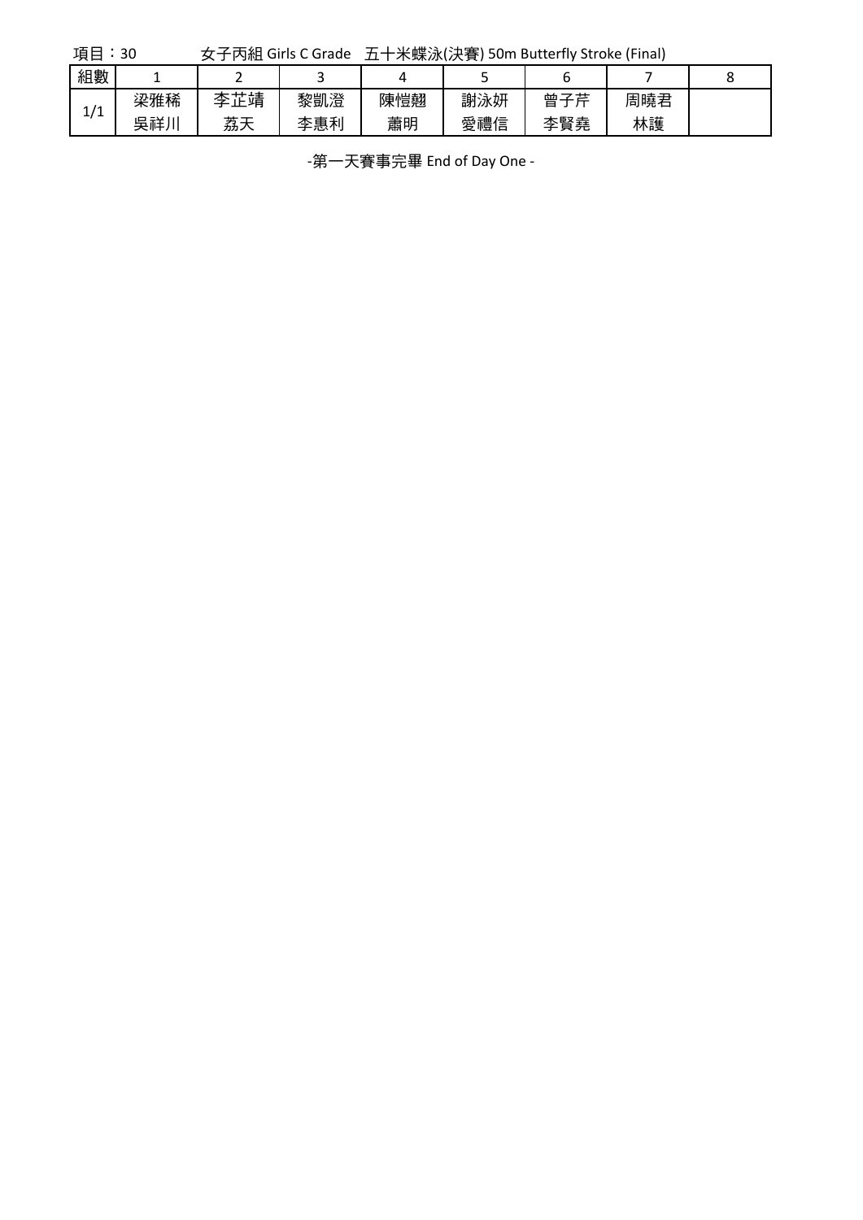項目：30　　女子丙組 Girls C Grade　五十米蝶泳(決賽) 50m Butterfly Stroke (Final)

| 組數 | 1 | 2 | 3 | 4 | 5 | 6 | 7 | 8 |
|---|---|---|---|---|---|---|---|---|
| 1/1 | 梁雅稀<br>吳祥川 | 李芷靖<br>荔天 | 黎凱澄<br>李惠利 | 陳愷翻<br>蕭明 | 謝泳妍<br>愛禮信 | 曾子芹<br>李賢堯 | 周曉君<br>林護 | |

-第一天賽事完畢 End of Day One -